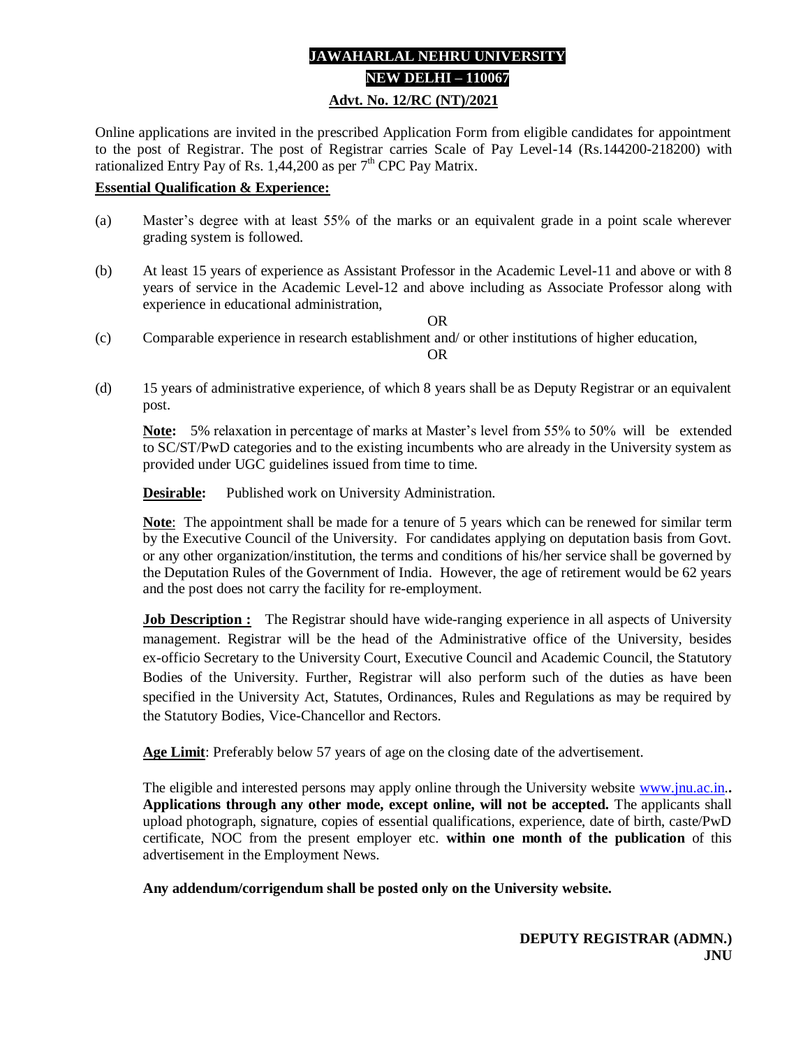# JAWAHARLAL NEHRU UNIVERSITY

## NEW DELHI – 110067

### Advt. No. 12/RC (NT)/2021

Online applications are invited in the prescribed Application Form from eligible candidates for appointment to the post of Registrar. The post of Registrar carries Scale of Pay Level-14 (Rs.144200-218200) with rationalized Entry Pay of Rs. 1,44,200 as per 7th CPC Pay Matrix.

**Essential Qualification & Experience:**

(a) Master's degree with at least 55% of the marks or an equivalent grade in a point scale wherever grading system is followed.

(b) At least 15 years of experience as Assistant Professor in the Academic Level-11 and above or with 8 years of service in the Academic Level-12 and above including as Associate Professor along with experience in educational administration,

OR

(c) Comparable experience in research establishment and/ or other institutions of higher education,

OR

(d) 15 years of administrative experience, of which 8 years shall be as Deputy Registrar or an equivalent post.

**Note:** 5% relaxation in percentage of marks at Master's level from 55% to 50% will be extended to SC/ST/PwD categories and to the existing incumbents who are already in the University system as provided under UGC guidelines issued from time to time.

**Desirable:** Published work on University Administration.

**Note**: The appointment shall be made for a tenure of 5 years which can be renewed for similar term by the Executive Council of the University. For candidates applying on deputation basis from Govt. or any other organization/institution, the terms and conditions of his/her service shall be governed by the Deputation Rules of the Government of India. However, the age of retirement would be 62 years and the post does not carry the facility for re-employment.

**Job Description :** The Registrar should have wide-ranging experience in all aspects of University management. Registrar will be the head of the Administrative office of the University, besides ex-officio Secretary to the University Court, Executive Council and Academic Council, the Statutory Bodies of the University. Further, Registrar will also perform such of the duties as have been specified in the University Act, Statutes, Ordinances, Rules and Regulations as may be required by the Statutory Bodies, Vice-Chancellor and Rectors.

**Age Limit**: Preferably below 57 years of age on the closing date of the advertisement.

The eligible and interested persons may apply online through the University website www.jnu.ac.in.. **Applications through any other mode, except online, will not be accepted.** The applicants shall upload photograph, signature, copies of essential qualifications, experience, date of birth, caste/PwD certificate, NOC from the present employer etc. **within one month of the publication** of this advertisement in the Employment News.

**Any addendum/corrigendum shall be posted only on the University website.**

**DEPUTY REGISTRAR (ADMN.)**
**JNU**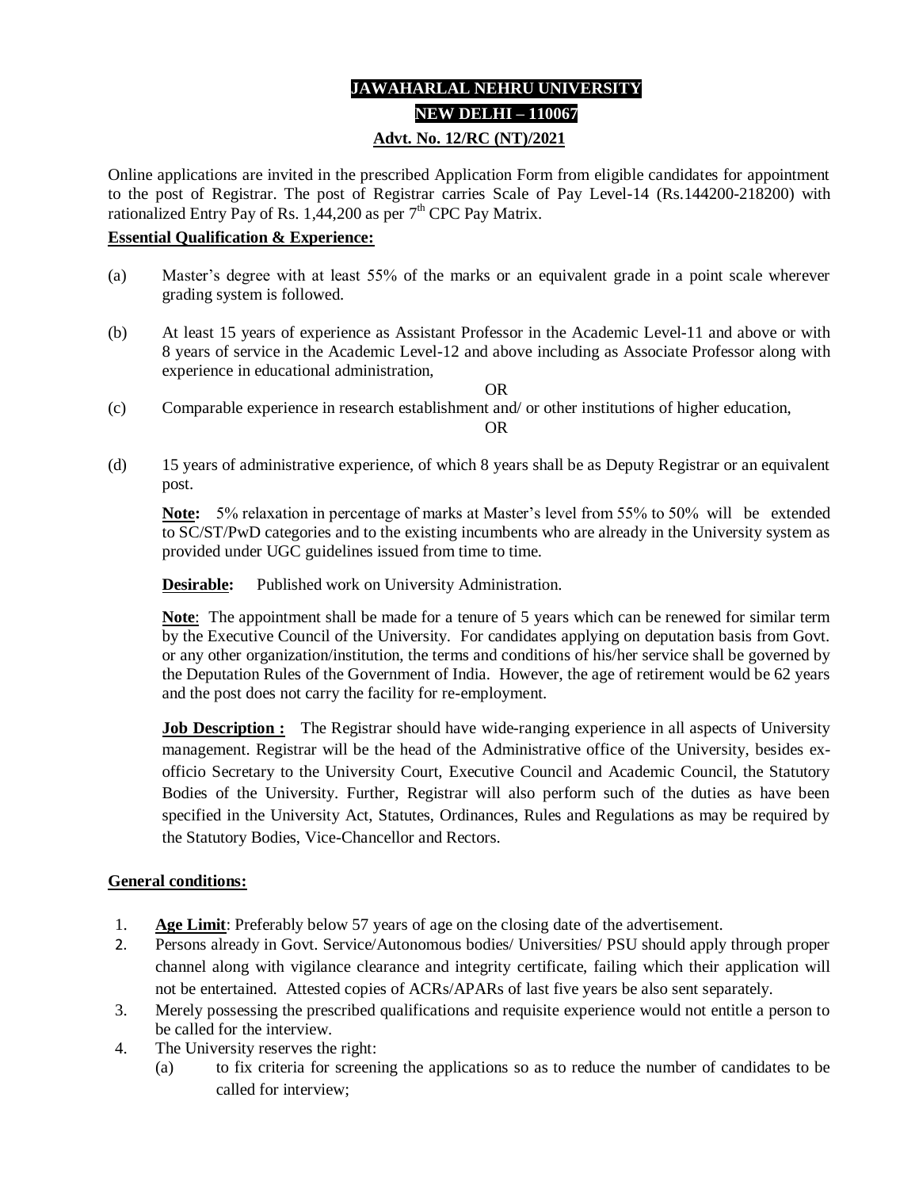**JAWAHARLAL NEHRU UNIVERSITY**

**NEW DELHI – 110067**

**Advt. No. 12/RC (NT)/2021**

Online applications are invited in the prescribed Application Form from eligible candidates for appointment to the post of Registrar. The post of Registrar carries Scale of Pay Level-14 (Rs.144200-218200) with rationalized Entry Pay of Rs. 1,44,200 as per 7th CPC Pay Matrix.

**Essential Qualification & Experience:**

(a) Master's degree with at least 55% of the marks or an equivalent grade in a point scale wherever grading system is followed.

(b) At least 15 years of experience as Assistant Professor in the Academic Level-11 and above or with 8 years of service in the Academic Level-12 and above including as Associate Professor along with experience in educational administration,

OR

(c) Comparable experience in research establishment and/ or other institutions of higher education,

OR

(d) 15 years of administrative experience, of which 8 years shall be as Deputy Registrar or an equivalent post.

**Note:** 5% relaxation in percentage of marks at Master's level from 55% to 50% will be extended to SC/ST/PwD categories and to the existing incumbents who are already in the University system as provided under UGC guidelines issued from time to time.

**Desirable:** Published work on University Administration.

**Note**: The appointment shall be made for a tenure of 5 years which can be renewed for similar term by the Executive Council of the University. For candidates applying on deputation basis from Govt. or any other organization/institution, the terms and conditions of his/her service shall be governed by the Deputation Rules of the Government of India. However, the age of retirement would be 62 years and the post does not carry the facility for re-employment.

**Job Description :** The Registrar should have wide-ranging experience in all aspects of University management. Registrar will be the head of the Administrative office of the University, besides ex-officio Secretary to the University Court, Executive Council and Academic Council, the Statutory Bodies of the University. Further, Registrar will also perform such of the duties as have been specified in the University Act, Statutes, Ordinances, Rules and Regulations as may be required by the Statutory Bodies, Vice-Chancellor and Rectors.

**General conditions:**

1. **Age Limit**: Preferably below 57 years of age on the closing date of the advertisement.
2. Persons already in Govt. Service/Autonomous bodies/ Universities/ PSU should apply through proper channel along with vigilance clearance and integrity certificate, failing which their application will not be entertained. Attested copies of ACRs/APARs of last five years be also sent separately.
3. Merely possessing the prescribed qualifications and requisite experience would not entitle a person to be called for the interview.
4. The University reserves the right:
   (a) to fix criteria for screening the applications so as to reduce the number of candidates to be called for interview;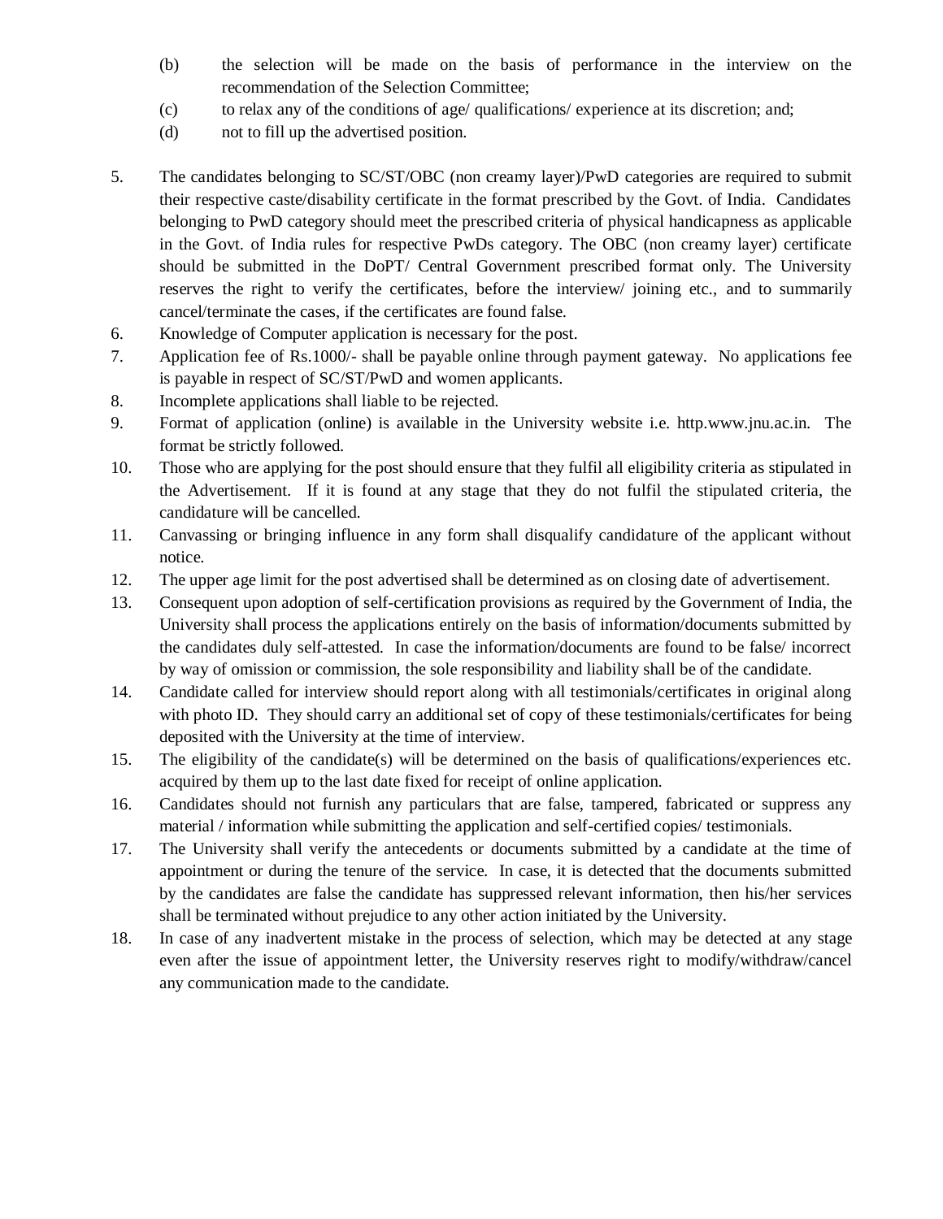(b) the selection will be made on the basis of performance in the interview on the recommendation of the Selection Committee;

(c) to relax any of the conditions of age/ qualifications/ experience at its discretion; and;

(d) not to fill up the advertised position.

5. The candidates belonging to SC/ST/OBC (non creamy layer)/PwD categories are required to submit their respective caste/disability certificate in the format prescribed by the Govt. of India. Candidates belonging to PwD category should meet the prescribed criteria of physical handicapness as applicable in the Govt. of India rules for respective PwDs category. The OBC (non creamy layer) certificate should be submitted in the DoPT/ Central Government prescribed format only. The University reserves the right to verify the certificates, before the interview/ joining etc., and to summarily cancel/terminate the cases, if the certificates are found false.
6. Knowledge of Computer application is necessary for the post.
7. Application fee of Rs.1000/- shall be payable online through payment gateway. No applications fee is payable in respect of SC/ST/PwD and women applicants.
8. Incomplete applications shall liable to be rejected.
9. Format of application (online) is available in the University website i.e. http.www.jnu.ac.in. The format be strictly followed.
10. Those who are applying for the post should ensure that they fulfil all eligibility criteria as stipulated in the Advertisement. If it is found at any stage that they do not fulfil the stipulated criteria, the candidature will be cancelled.
11. Canvassing or bringing influence in any form shall disqualify candidature of the applicant without notice.
12. The upper age limit for the post advertised shall be determined as on closing date of advertisement.
13. Consequent upon adoption of self-certification provisions as required by the Government of India, the University shall process the applications entirely on the basis of information/documents submitted by the candidates duly self-attested. In case the information/documents are found to be false/ incorrect by way of omission or commission, the sole responsibility and liability shall be of the candidate.
14. Candidate called for interview should report along with all testimonials/certificates in original along with photo ID. They should carry an additional set of copy of these testimonials/certificates for being deposited with the University at the time of interview.
15. The eligibility of the candidate(s) will be determined on the basis of qualifications/experiences etc. acquired by them up to the last date fixed for receipt of online application.
16. Candidates should not furnish any particulars that are false, tampered, fabricated or suppress any material / information while submitting the application and self-certified copies/ testimonials.
17. The University shall verify the antecedents or documents submitted by a candidate at the time of appointment or during the tenure of the service. In case, it is detected that the documents submitted by the candidates are false the candidate has suppressed relevant information, then his/her services shall be terminated without prejudice to any other action initiated by the University.
18. In case of any inadvertent mistake in the process of selection, which may be detected at any stage even after the issue of appointment letter, the University reserves right to modify/withdraw/cancel any communication made to the candidate.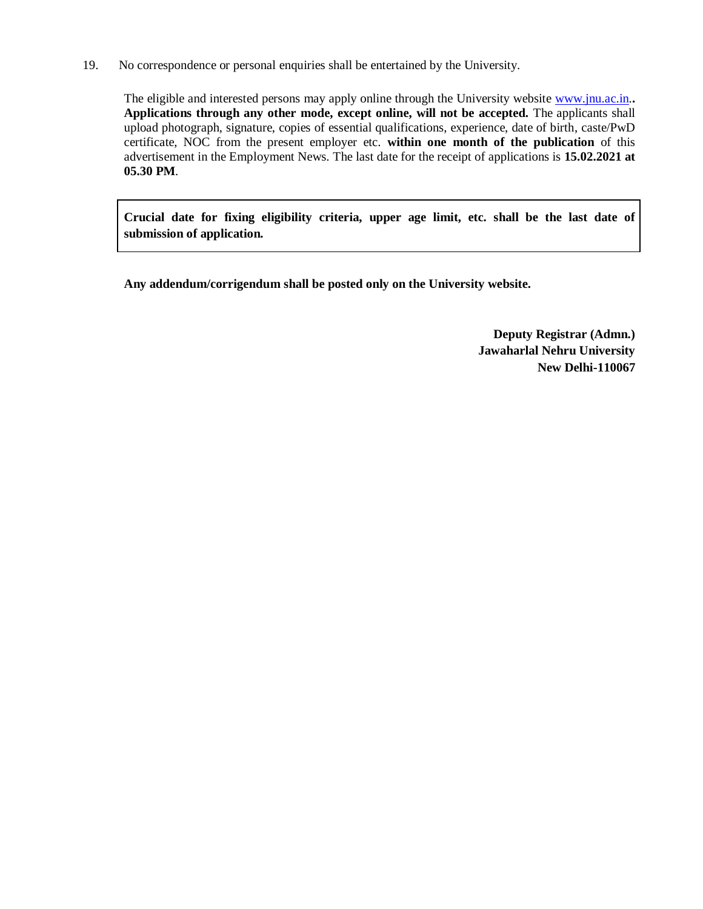19. No correspondence or personal enquiries shall be entertained by the University.

The eligible and interested persons may apply online through the University website www.jnu.ac.in.. **Applications through any other mode, except online, will not be accepted.** The applicants shall upload photograph, signature, copies of essential qualifications, experience, date of birth, caste/PwD certificate, NOC from the present employer etc. **within one month of the publication** of this advertisement in the Employment News. The last date for the receipt of applications is **15.02.2021 at 05.30 PM**.

**Crucial date for fixing eligibility criteria, upper age limit, etc. shall be the last date of submission of application.**

**Any addendum/corrigendum shall be posted only on the University website.**

**Deputy Registrar (Admn.)**
**Jawaharlal Nehru University**
**New Delhi-110067**